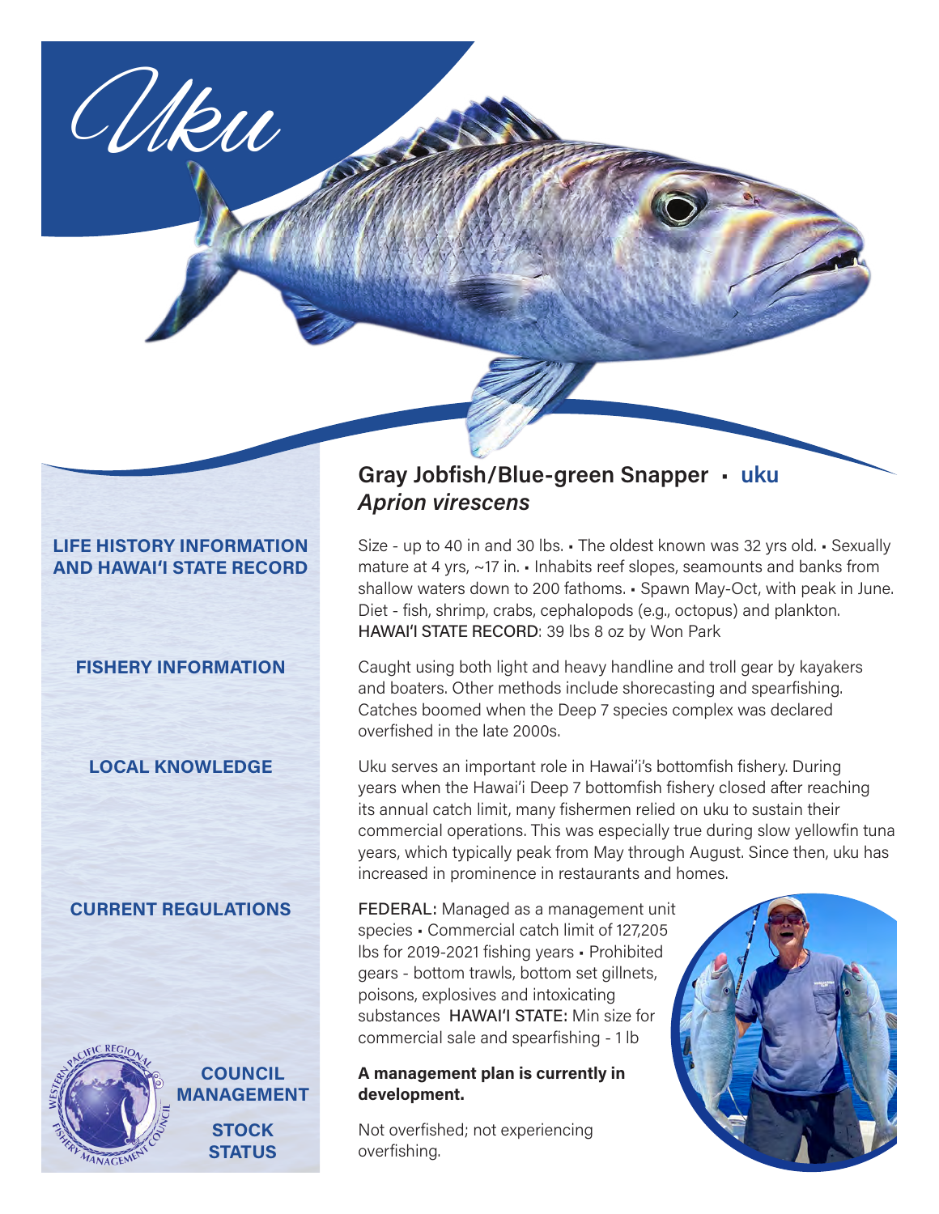# Uku

## Gray Jobfish/Blue-green Snapper ▪ uku

*Aprion virescens*

**LIFE HISTORY INFORMATION AND HAWAIʻI STATE RECORD**

Size - up to 40 in and 30 lbs. ▪ The oldest known was 32 yrs old. ▪ Sexually mature at 4 yrs, ~17 in. ▪ Inhabits reef slopes, seamounts and banks from shallow waters down to 200 fathoms. ▪ Spawn May-Oct, with peak in June. Diet - fish, shrimp, crabs, cephalopods (e.g., octopus) and plankton. HAWAIʻI STATE RECORD: 39 lbs 8 oz by Won Park

**FISHERY INFORMATION**

Caught using both light and heavy handline and troll gear by kayakers and boaters. Other methods include shorecasting and spearfishing. Catches boomed when the Deep 7 species complex was declared overfished in the late 2000s.

**LOCAL KNOWLEDGE**

Uku serves an important role in Hawaiʻi's bottomfish fishery. During years when the Hawaiʻi Deep 7 bottomfish fishery closed after reaching its annual catch limit, many fishermen relied on uku to sustain their commercial operations. This was especially true during slow yellowfin tuna years, which typically peak from May through August. Since then, uku has increased in prominence in restaurants and homes.

**CURRENT REGULATIONS**

FEDERAL: Managed as a management unit species ▪ Commercial catch limit of 127,205 lbs for 2019-2021 fishing years ▪ Prohibited gears - bottom trawls, bottom set gillnets, poisons, explosives and intoxicating substances HAWAIʻI STATE: Min size for commercial sale and spearfishing - 1 lb

**COUNCIL MANAGEMENT**

**A management plan is currently in development.**

**STOCK STATUS**

Not overfished; not experiencing overfishing.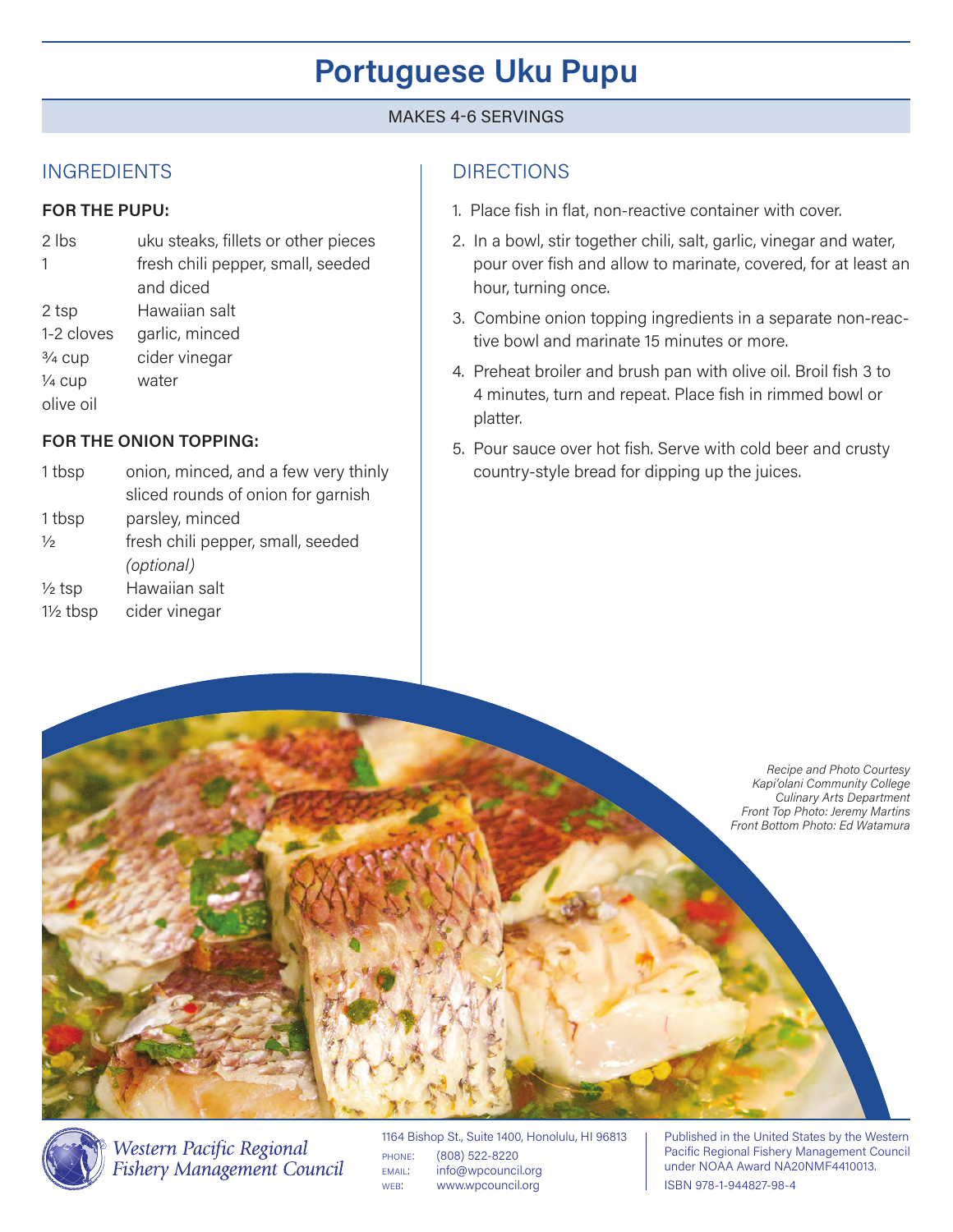# Portuguese Uku Pupu

MAKES 4-6 SERVINGS

## INGREDIENTS

**FOR THE PUPU:**

| | |
|---|---|
| 2 lbs | uku steaks, fillets or other pieces |
| 1 | fresh chili pepper, small, seeded and diced |
| 2 tsp | Hawaiian salt |
| 1-2 cloves | garlic, minced |
| ¾ cup | cider vinegar |
| ¼ cup | water |
| olive oil | |

**FOR THE ONION TOPPING:**

| | |
|---|---|
| 1 tbsp | onion, minced, and a few very thinly sliced rounds of onion for garnish |
| 1 tbsp | parsley, minced |
| ½ | fresh chili pepper, small, seeded *(optional)* |
| ½ tsp | Hawaiian salt |
| 1½ tbsp | cider vinegar |

## DIRECTIONS

1. Place fish in flat, non-reactive container with cover.
2. In a bowl, stir together chili, salt, garlic, vinegar and water, pour over fish and allow to marinate, covered, for at least an hour, turning once.
3. Combine onion topping ingredients in a separate non-reactive bowl and marinate 15 minutes or more.
4. Preheat broiler and brush pan with olive oil. Broil fish 3 to 4 minutes, turn and repeat. Place fish in rimmed bowl or platter.
5. Pour sauce over hot fish. Serve with cold beer and crusty country-style bread for dipping up the juices.

*Recipe and Photo Courtesy Kapi'olani Community College Culinary Arts Department*
*Front Top Photo: Jeremy Martins*
*Front Bottom Photo: Ed Watamura*

Western Pacific Regional Fishery Management Council

1164 Bishop St., Suite 1400, Honolulu, HI 96813
PHONE: (808) 522-8220
EMAIL: info@wpcouncil.org
WEB: www.wpcouncil.org

Published in the United States by the Western Pacific Regional Fishery Management Council under NOAA Award NA20NMF4410013.
ISBN 978-1-944827-98-4